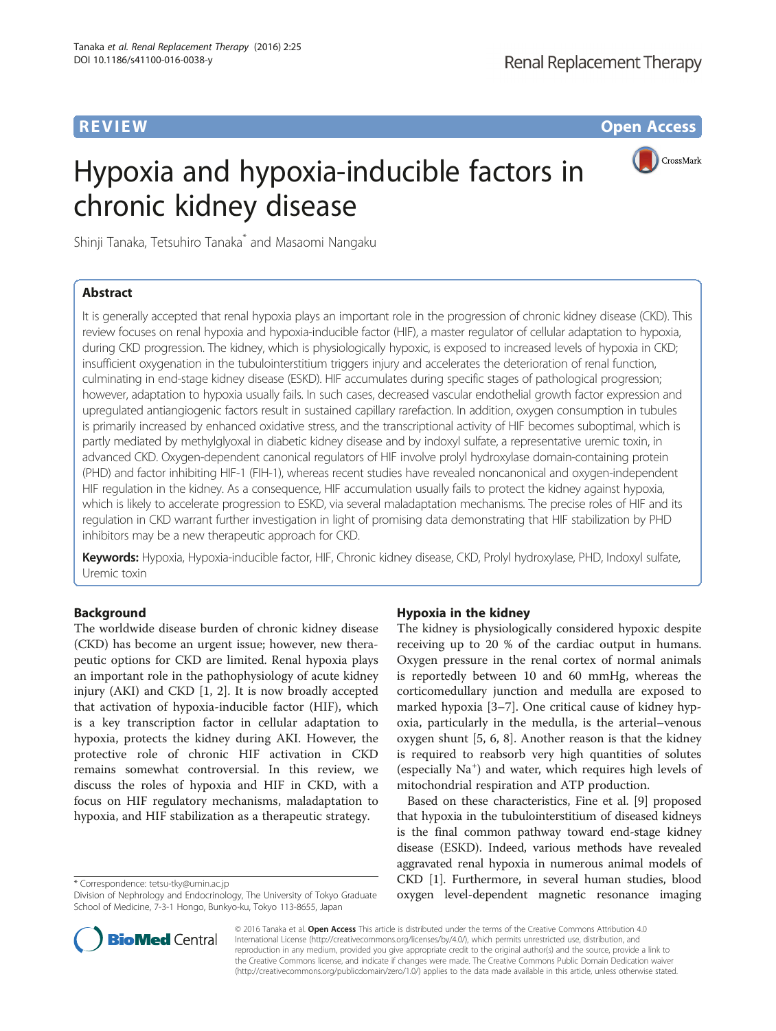**REVIEW** **Open Access**

# Hypoxia and hypoxia-inducible factors in chronic kidney disease

Shinji Tanaka, Tetsuhiro Tanaka* and Masaomi Nangaku

## Abstract

It is generally accepted that renal hypoxia plays an important role in the progression of chronic kidney disease (CKD). This review focuses on renal hypoxia and hypoxia-inducible factor (HIF), a master regulator of cellular adaptation to hypoxia, during CKD progression. The kidney, which is physiologically hypoxic, is exposed to increased levels of hypoxia in CKD; insufficient oxygenation in the tubulointerstitium triggers injury and accelerates the deterioration of renal function, culminating in end-stage kidney disease (ESKD). HIF accumulates during specific stages of pathological progression; however, adaptation to hypoxia usually fails. In such cases, decreased vascular endothelial growth factor expression and upregulated antiangiogenic factors result in sustained capillary rarefaction. In addition, oxygen consumption in tubules is primarily increased by enhanced oxidative stress, and the transcriptional activity of HIF becomes suboptimal, which is partly mediated by methylglyoxal in diabetic kidney disease and by indoxyl sulfate, a representative uremic toxin, in advanced CKD. Oxygen-dependent canonical regulators of HIF involve prolyl hydroxylase domain-containing protein (PHD) and factor inhibiting HIF-1 (FIH-1), whereas recent studies have revealed noncanonical and oxygen-independent HIF regulation in the kidney. As a consequence, HIF accumulation usually fails to protect the kidney against hypoxia, which is likely to accelerate progression to ESKD, via several maladaptation mechanisms. The precise roles of HIF and its regulation in CKD warrant further investigation in light of promising data demonstrating that HIF stabilization by PHD inhibitors may be a new therapeutic approach for CKD.

**Keywords:** Hypoxia, Hypoxia-inducible factor, HIF, Chronic kidney disease, CKD, Prolyl hydroxylase, PHD, Indoxyl sulfate, Uremic toxin

## Background

The worldwide disease burden of chronic kidney disease (CKD) has become an urgent issue; however, new therapeutic options for CKD are limited. Renal hypoxia plays an important role in the pathophysiology of acute kidney injury (AKI) and CKD [1, 2]. It is now broadly accepted that activation of hypoxia-inducible factor (HIF), which is a key transcription factor in cellular adaptation to hypoxia, protects the kidney during AKI. However, the protective role of chronic HIF activation in CKD remains somewhat controversial. In this review, we discuss the roles of hypoxia and HIF in CKD, with a focus on HIF regulatory mechanisms, maladaptation to hypoxia, and HIF stabilization as a therapeutic strategy.

## Hypoxia in the kidney

The kidney is physiologically considered hypoxic despite receiving up to 20 % of the cardiac output in humans. Oxygen pressure in the renal cortex of normal animals is reportedly between 10 and 60 mmHg, whereas the corticomedullary junction and medulla are exposed to marked hypoxia [3–7]. One critical cause of kidney hypoxia, particularly in the medulla, is the arterial–venous oxygen shunt [5, 6, 8]. Another reason is that the kidney is required to reabsorb very high quantities of solutes (especially $Na^+$) and water, which requires high levels of mitochondrial respiration and ATP production.

Based on these characteristics, Fine et al. [9] proposed that hypoxia in the tubulointerstitium of diseased kidneys is the final common pathway toward end-stage kidney disease (ESKD). Indeed, various methods have revealed aggravated renal hypoxia in numerous animal models of CKD [1]. Furthermore, in several human studies, blood oxygen level-dependent magnetic resonance imaging

\* Correspondence: tetsu-tky@umin.ac.jp
Division of Nephrology and Endocrinology, The University of Tokyo Graduate School of Medicine, 7-3-1 Hongo, Bunkyo-ku, Tokyo 113-8655, Japan

© 2016 Tanaka et al. **Open Access** This article is distributed under the terms of the Creative Commons Attribution 4.0 International License (http://creativecommons.org/licenses/by/4.0/), which permits unrestricted use, distribution, and reproduction in any medium, provided you give appropriate credit to the original author(s) and the source, provide a link to the Creative Commons license, and indicate if changes were made. The Creative Commons Public Domain Dedication waiver (http://creativecommons.org/publicdomain/zero/1.0/) applies to the data made available in this article, unless otherwise stated.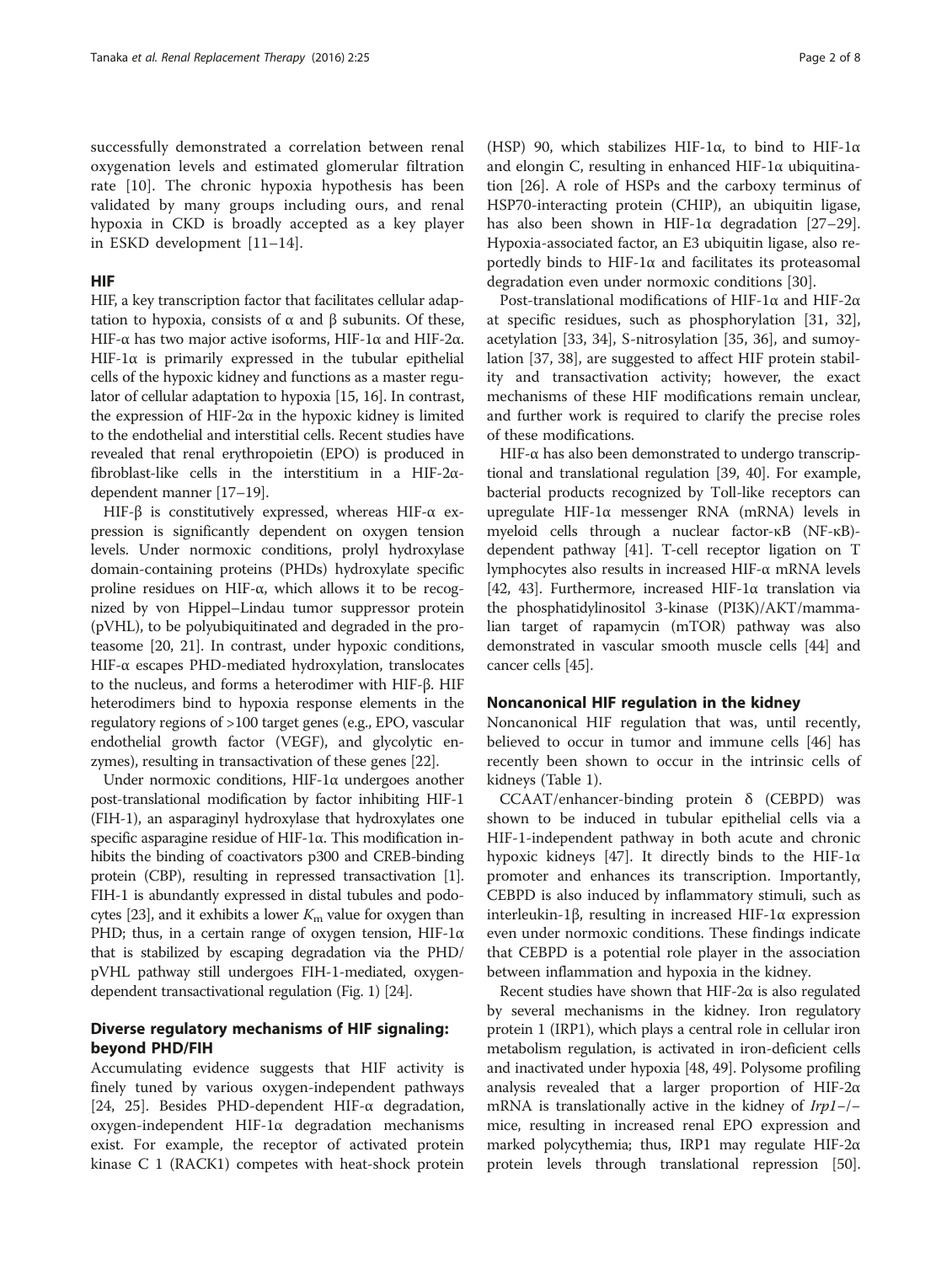successfully demonstrated a correlation between renal oxygenation levels and estimated glomerular filtration rate [10]. The chronic hypoxia hypothesis has been validated by many groups including ours, and renal hypoxia in CKD is broadly accepted as a key player in ESKD development [11–14].

## HIF

HIF, a key transcription factor that facilitates cellular adaptation to hypoxia, consists of α and β subunits. Of these, HIF-α has two major active isoforms, HIF-1α and HIF-2α. HIF-1α is primarily expressed in the tubular epithelial cells of the hypoxic kidney and functions as a master regulator of cellular adaptation to hypoxia [15, 16]. In contrast, the expression of HIF-2α in the hypoxic kidney is limited to the endothelial and interstitial cells. Recent studies have revealed that renal erythropoietin (EPO) is produced in fibroblast-like cells in the interstitium in a HIF-2α-dependent manner [17–19].

HIF-β is constitutively expressed, whereas HIF-α expression is significantly dependent on oxygen tension levels. Under normoxic conditions, prolyl hydroxylase domain-containing proteins (PHDs) hydroxylate specific proline residues on HIF-α, which allows it to be recognized by von Hippel–Lindau tumor suppressor protein (pVHL), to be polyubiquitinated and degraded in the proteasome [20, 21]. In contrast, under hypoxic conditions, HIF-α escapes PHD-mediated hydroxylation, translocates to the nucleus, and forms a heterodimer with HIF-β. HIF heterodimers bind to hypoxia response elements in the regulatory regions of >100 target genes (e.g., EPO, vascular endothelial growth factor (VEGF), and glycolytic enzymes), resulting in transactivation of these genes [22].

Under normoxic conditions, HIF-1α undergoes another post-translational modification by factor inhibiting HIF-1 (FIH-1), an asparaginyl hydroxylase that hydroxylates one specific asparagine residue of HIF-1α. This modification inhibits the binding of coactivators p300 and CREB-binding protein (CBP), resulting in repressed transactivation [1]. FIH-1 is abundantly expressed in distal tubules and podocytes [23], and it exhibits a lower $K_m$ value for oxygen than PHD; thus, in a certain range of oxygen tension, HIF-1α that is stabilized by escaping degradation via the PHD/pVHL pathway still undergoes FIH-1-mediated, oxygen-dependent transactivational regulation (Fig. 1) [24].

## Diverse regulatory mechanisms of HIF signaling: beyond PHD/FIH

Accumulating evidence suggests that HIF activity is finely tuned by various oxygen-independent pathways [24, 25]. Besides PHD-dependent HIF-α degradation, oxygen-independent HIF-1α degradation mechanisms exist. For example, the receptor of activated protein kinase C 1 (RACK1) competes with heat-shock protein (HSP) 90, which stabilizes HIF-1α, to bind to HIF-1α and elongin C, resulting in enhanced HIF-1α ubiquitination [26]. A role of HSPs and the carboxy terminus of HSP70-interacting protein (CHIP), an ubiquitin ligase, has also been shown in HIF-1α degradation [27–29]. Hypoxia-associated factor, an E3 ubiquitin ligase, also reportedly binds to HIF-1α and facilitates its proteasomal degradation even under normoxic conditions [30].

Post-translational modifications of HIF-1α and HIF-2α at specific residues, such as phosphorylation [31, 32], acetylation [33, 34], S-nitrosylation [35, 36], and sumoylation [37, 38], are suggested to affect HIF protein stability and transactivation activity; however, the exact mechanisms of these HIF modifications remain unclear, and further work is required to clarify the precise roles of these modifications.

HIF-α has also been demonstrated to undergo transcriptional and translational regulation [39, 40]. For example, bacterial products recognized by Toll-like receptors can upregulate HIF-1α messenger RNA (mRNA) levels in myeloid cells through a nuclear factor-κB (NF-κB)-dependent pathway [41]. T-cell receptor ligation on T lymphocytes also results in increased HIF-α mRNA levels [42, 43]. Furthermore, increased HIF-1α translation via the phosphatidylinositol 3-kinase (PI3K)/AKT/mammalian target of rapamycin (mTOR) pathway was also demonstrated in vascular smooth muscle cells [44] and cancer cells [45].

### Noncanonical HIF regulation in the kidney

Noncanonical HIF regulation that was, until recently, believed to occur in tumor and immune cells [46] has recently been shown to occur in the intrinsic cells of kidneys (Table 1).

CCAAT/enhancer-binding protein δ (CEBPD) was shown to be induced in tubular epithelial cells via a HIF-1-independent pathway in both acute and chronic hypoxic kidneys [47]. It directly binds to the HIF-1α promoter and enhances its transcription. Importantly, CEBPD is also induced by inflammatory stimuli, such as interleukin-1β, resulting in increased HIF-1α expression even under normoxic conditions. These findings indicate that CEBPD is a potential role player in the association between inflammation and hypoxia in the kidney.

Recent studies have shown that HIF-2α is also regulated by several mechanisms in the kidney. Iron regulatory protein 1 (IRP1), which plays a central role in cellular iron metabolism regulation, is activated in iron-deficient cells and inactivated under hypoxia [48, 49]. Polysome profiling analysis revealed that a larger proportion of HIF-2α mRNA is translationally active in the kidney of *Irp1−/−* mice, resulting in increased renal EPO expression and marked polycythemia; thus, IRP1 may regulate HIF-2α protein levels through translational repression [50].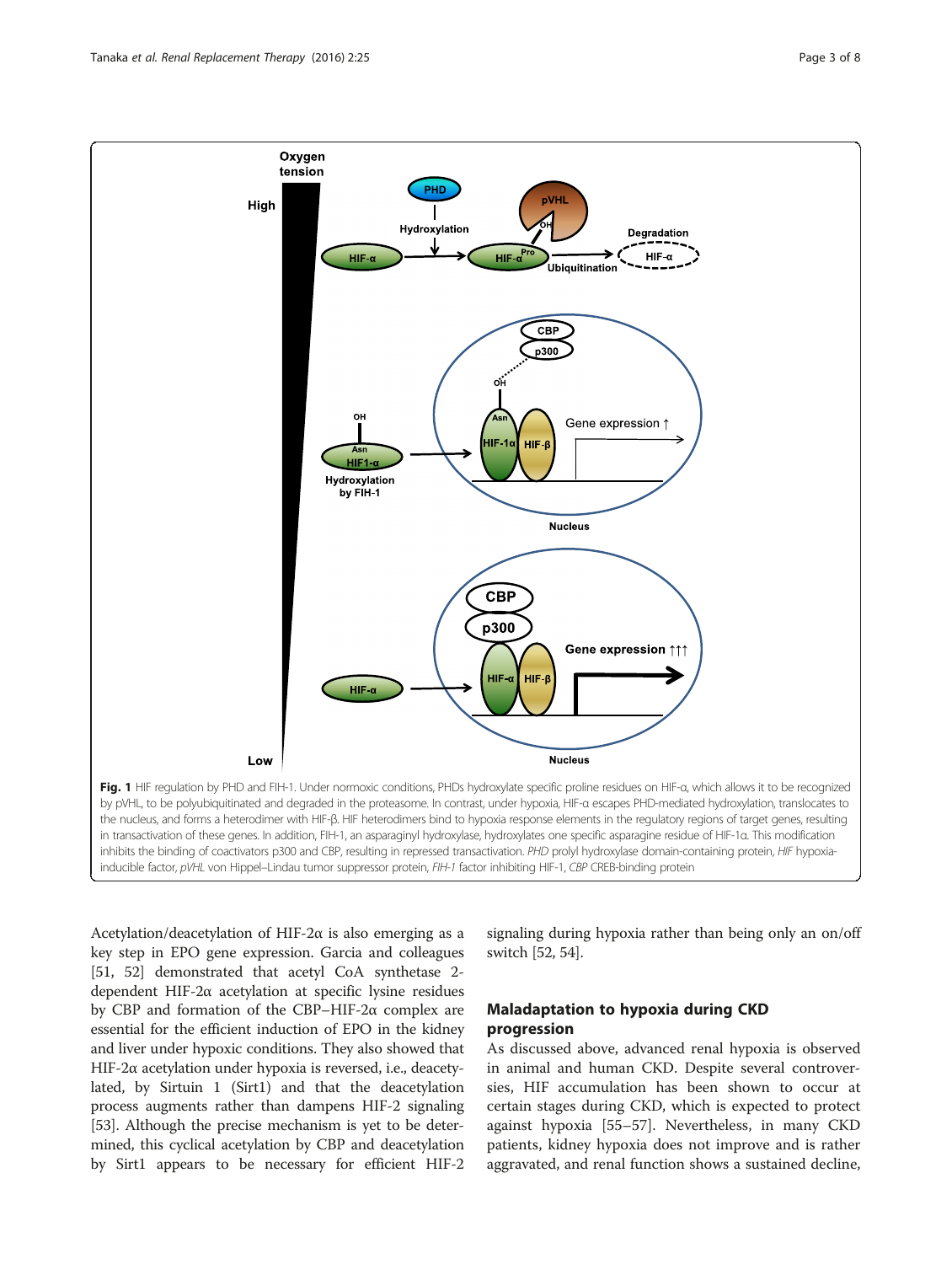Oxygen tension

High

Low

PHD

Hydroxylation

HIF-α

pVHL

OH

HIF-α Pro

Ubiquitination

Degradation

HIF-α

CBP

p300

OH

Asn

HIF-1α

HIF-β

Gene expression ↑

OH

Asn

HIF1-α

Hydroxylation by FIH-1

Nucleus

CBP

p300

HIF-α

HIF-β

Gene expression ↑↑↑

HIF-α

Nucleus

**Fig. 1** HIF regulation by PHD and FIH-1. Under normoxic conditions, PHDs hydroxylate specific proline residues on HIF-α, which allows it to be recognized by pVHL, to be polyubiquitinated and degraded in the proteasome. In contrast, under hypoxia, HIF-α escapes PHD-mediated hydroxylation, translocates to the nucleus, and forms a heterodimer with HIF-β. HIF heterodimers bind to hypoxia response elements in the regulatory regions of target genes, resulting in transactivation of these genes. In addition, FIH-1, an asparaginyl hydroxylase, hydroxylates one specific asparagine residue of HIF-1α. This modification inhibits the binding of coactivators p300 and CBP, resulting in repressed transactivation. *PHD* prolyl hydroxylase domain-containing protein, *HIF* hypoxia-inducible factor, *pVHL* von Hippel–Lindau tumor suppressor protein, *FIH-1* factor inhibiting HIF-1, *CBP* CREB-binding protein

Acetylation/deacetylation of HIF-2α is also emerging as a key step in EPO gene expression. Garcia and colleagues [51, 52] demonstrated that acetyl CoA synthetase 2-dependent HIF-2α acetylation at specific lysine residues by CBP and formation of the CBP–HIF-2α complex are essential for the efficient induction of EPO in the kidney and liver under hypoxic conditions. They also showed that HIF-2α acetylation under hypoxia is reversed, i.e., deacetylated, by Sirtuin 1 (Sirt1) and that the deacetylation process augments rather than dampens HIF-2 signaling [53]. Although the precise mechanism is yet to be determined, this cyclical acetylation by CBP and deacetylation by Sirt1 appears to be necessary for efficient HIF-2 signaling during hypoxia rather than being only an on/off switch [52, 54].

## Maladaptation to hypoxia during CKD progression

As discussed above, advanced renal hypoxia is observed in animal and human CKD. Despite several controversies, HIF accumulation has been shown to occur at certain stages during CKD, which is expected to protect against hypoxia [55–57]. Nevertheless, in many CKD patients, kidney hypoxia does not improve and is rather aggravated, and renal function shows a sustained decline,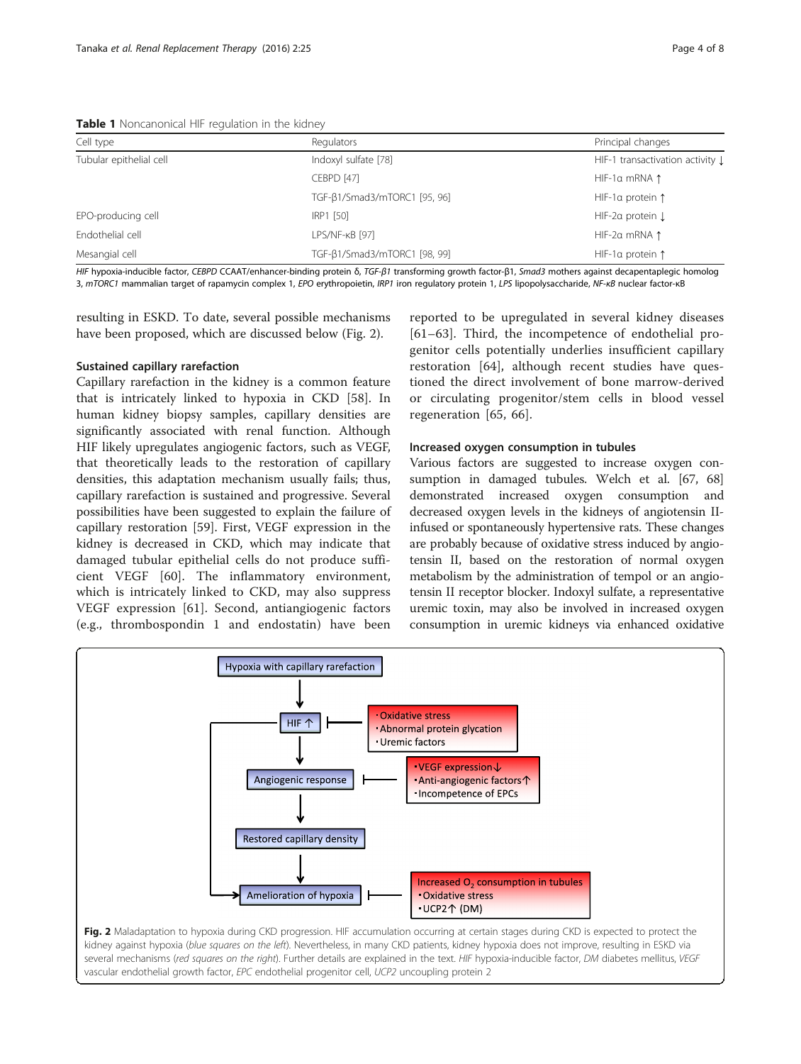**Table 1** Noncanonical HIF regulation in the kidney

| Cell type | Regulators | Principal changes |
| --- | --- | --- |
| Tubular epithelial cell | Indoxyl sulfate [78] | HIF-1 transactivation activity ↓ |
| | CEBPD [47] | HIF-1α mRNA ↑ |
| | TGF-β1/Smad3/mTORC1 [95, 96] | HIF-1α protein ↑ |
| EPO-producing cell | IRP1 [50] | HIF-2α protein ↓ |
| Endothelial cell | LPS/NF-κB [97] | HIF-2α mRNA ↑ |
| Mesangial cell | TGF-β1/Smad3/mTORC1 [98, 99] | HIF-1α protein ↑ |

*HIF* hypoxia-inducible factor, *CEBPD* CCAAT/enhancer-binding protein δ, *TGF-β1* transforming growth factor-β1, *Smad3* mothers against decapentaplegic homolog 3, *mTORC1* mammalian target of rapamycin complex 1, *EPO* erythropoietin, *IRP1* iron regulatory protein 1, *LPS* lipopolysaccharide, *NF-κB* nuclear factor-κB

resulting in ESKD. To date, several possible mechanisms have been proposed, which are discussed below (Fig. 2).

### Sustained capillary rarefaction

Capillary rarefaction in the kidney is a common feature that is intricately linked to hypoxia in CKD [58]. In human kidney biopsy samples, capillary densities are significantly associated with renal function. Although HIF likely upregulates angiogenic factors, such as VEGF, that theoretically leads to the restoration of capillary densities, this adaptation mechanism usually fails; thus, capillary rarefaction is sustained and progressive. Several possibilities have been suggested to explain the failure of capillary restoration [59]. First, VEGF expression in the kidney is decreased in CKD, which may indicate that damaged tubular epithelial cells do not produce sufficient VEGF [60]. The inflammatory environment, which is intricately linked to CKD, may also suppress VEGF expression [61]. Second, antiangiogenic factors (e.g., thrombospondin 1 and endostatin) have been reported to be upregulated in several kidney diseases [61–63]. Third, the incompetence of endothelial progenitor cells potentially underlies insufficient capillary restoration [64], although recent studies have questioned the direct involvement of bone marrow-derived or circulating progenitor/stem cells in blood vessel regeneration [65, 66].

### Increased oxygen consumption in tubules

Various factors are suggested to increase oxygen consumption in damaged tubules. Welch et al. [67, 68] demonstrated increased oxygen consumption and decreased oxygen levels in the kidneys of angiotensin II-infused or spontaneously hypertensive rats. These changes are probably because of oxidative stress induced by angiotensin II, based on the restoration of normal oxygen metabolism by the administration of tempol or an angiotensin II receptor blocker. Indoxyl sulfate, a representative uremic toxin, may also be involved in increased oxygen consumption in uremic kidneys via enhanced oxidative

Hypoxia with capillary rarefaction
HIF ↑
・Oxidative stress
・Abnormal protein glycation
・Uremic factors
Angiogenic response
・VEGF expression↓
・Anti-angiogenic factors↑
・Incompetence of EPCs
Restored capillary density
Amelioration of hypoxia
Increased $O_2$ consumption in tubules
・Oxidative stress
・UCP2↑ (DM)

**Fig. 2** Maladaptation to hypoxia during CKD progression. HIF accumulation occurring at certain stages during CKD is expected to protect the kidney against hypoxia (*blue squares on the left*). Nevertheless, in many CKD patients, kidney hypoxia does not improve, resulting in ESKD via several mechanisms (*red squares on the right*). Further details are explained in the text. *HIF* hypoxia-inducible factor, *DM* diabetes mellitus, *VEGF* vascular endothelial growth factor, *EPC* endothelial progenitor cell, *UCP2* uncoupling protein 2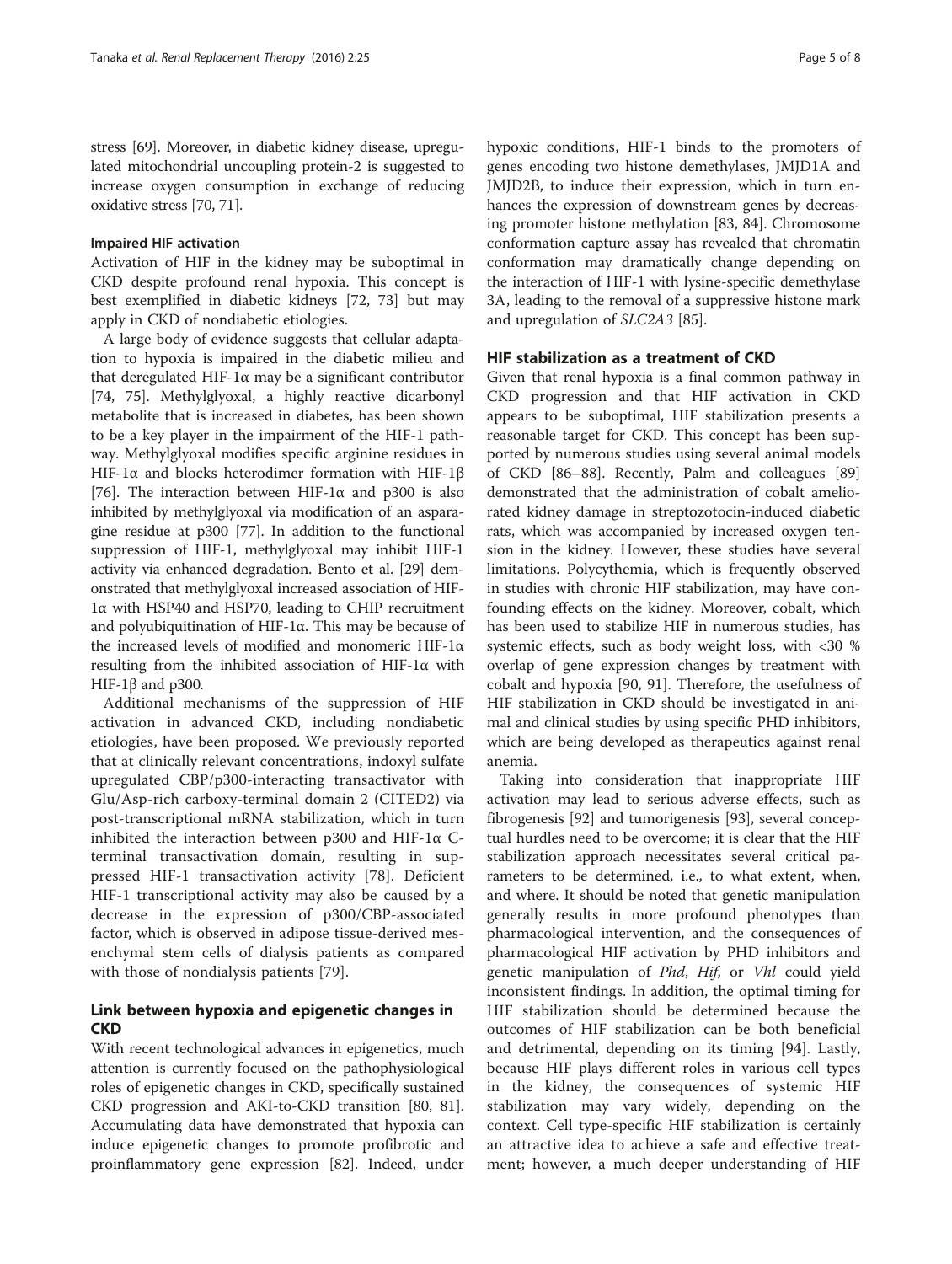stress [69]. Moreover, in diabetic kidney disease, upregulated mitochondrial uncoupling protein-2 is suggested to increase oxygen consumption in exchange of reducing oxidative stress [70, 71].

### Impaired HIF activation

Activation of HIF in the kidney may be suboptimal in CKD despite profound renal hypoxia. This concept is best exemplified in diabetic kidneys [72, 73] but may apply in CKD of nondiabetic etiologies.

A large body of evidence suggests that cellular adaptation to hypoxia is impaired in the diabetic milieu and that deregulated HIF-1α may be a significant contributor [74, 75]. Methylglyoxal, a highly reactive dicarbonyl metabolite that is increased in diabetes, has been shown to be a key player in the impairment of the HIF-1 pathway. Methylglyoxal modifies specific arginine residues in HIF-1α and blocks heterodimer formation with HIF-1β [76]. The interaction between HIF-1α and p300 is also inhibited by methylglyoxal via modification of an asparagine residue at p300 [77]. In addition to the functional suppression of HIF-1, methylglyoxal may inhibit HIF-1 activity via enhanced degradation. Bento et al. [29] demonstrated that methylglyoxal increased association of HIF-1α with HSP40 and HSP70, leading to CHIP recruitment and polyubiquitination of HIF-1α. This may be because of the increased levels of modified and monomeric HIF-1α resulting from the inhibited association of HIF-1α with HIF-1β and p300.

Additional mechanisms of the suppression of HIF activation in advanced CKD, including nondiabetic etiologies, have been proposed. We previously reported that at clinically relevant concentrations, indoxyl sulfate upregulated CBP/p300-interacting transactivator with Glu/Asp-rich carboxy-terminal domain 2 (CITED2) via post-transcriptional mRNA stabilization, which in turn inhibited the interaction between p300 and HIF-1α C-terminal transactivation domain, resulting in suppressed HIF-1 transactivation activity [78]. Deficient HIF-1 transcriptional activity may also be caused by a decrease in the expression of p300/CBP-associated factor, which is observed in adipose tissue-derived mesenchymal stem cells of dialysis patients as compared with those of nondialysis patients [79].

## Link between hypoxia and epigenetic changes in CKD

With recent technological advances in epigenetics, much attention is currently focused on the pathophysiological roles of epigenetic changes in CKD, specifically sustained CKD progression and AKI-to-CKD transition [80, 81]. Accumulating data have demonstrated that hypoxia can induce epigenetic changes to promote profibrotic and proinflammatory gene expression [82]. Indeed, under hypoxic conditions, HIF-1 binds to the promoters of genes encoding two histone demethylases, JMJD1A and JMJD2B, to induce their expression, which in turn enhances the expression of downstream genes by decreasing promoter histone methylation [83, 84]. Chromosome conformation capture assay has revealed that chromatin conformation may dramatically change depending on the interaction of HIF-1 with lysine-specific demethylase 3A, leading to the removal of a suppressive histone mark and upregulation of *SLC2A3* [85].

## HIF stabilization as a treatment of CKD

Given that renal hypoxia is a final common pathway in CKD progression and that HIF activation in CKD appears to be suboptimal, HIF stabilization presents a reasonable target for CKD. This concept has been supported by numerous studies using several animal models of CKD [86–88]. Recently, Palm and colleagues [89] demonstrated that the administration of cobalt ameliorated kidney damage in streptozotocin-induced diabetic rats, which was accompanied by increased oxygen tension in the kidney. However, these studies have several limitations. Polycythemia, which is frequently observed in studies with chronic HIF stabilization, may have confounding effects on the kidney. Moreover, cobalt, which has been used to stabilize HIF in numerous studies, has systemic effects, such as body weight loss, with <30 % overlap of gene expression changes by treatment with cobalt and hypoxia [90, 91]. Therefore, the usefulness of HIF stabilization in CKD should be investigated in animal and clinical studies by using specific PHD inhibitors, which are being developed as therapeutics against renal anemia.

Taking into consideration that inappropriate HIF activation may lead to serious adverse effects, such as fibrogenesis [92] and tumorigenesis [93], several conceptual hurdles need to be overcome; it is clear that the HIF stabilization approach necessitates several critical parameters to be determined, i.e., to what extent, when, and where. It should be noted that genetic manipulation generally results in more profound phenotypes than pharmacological intervention, and the consequences of pharmacological HIF activation by PHD inhibitors and genetic manipulation of *Phd*, *Hif*, or *Vhl* could yield inconsistent findings. In addition, the optimal timing for HIF stabilization should be determined because the outcomes of HIF stabilization can be both beneficial and detrimental, depending on its timing [94]. Lastly, because HIF plays different roles in various cell types in the kidney, the consequences of systemic HIF stabilization may vary widely, depending on the context. Cell type-specific HIF stabilization is certainly an attractive idea to achieve a safe and effective treatment; however, a much deeper understanding of HIF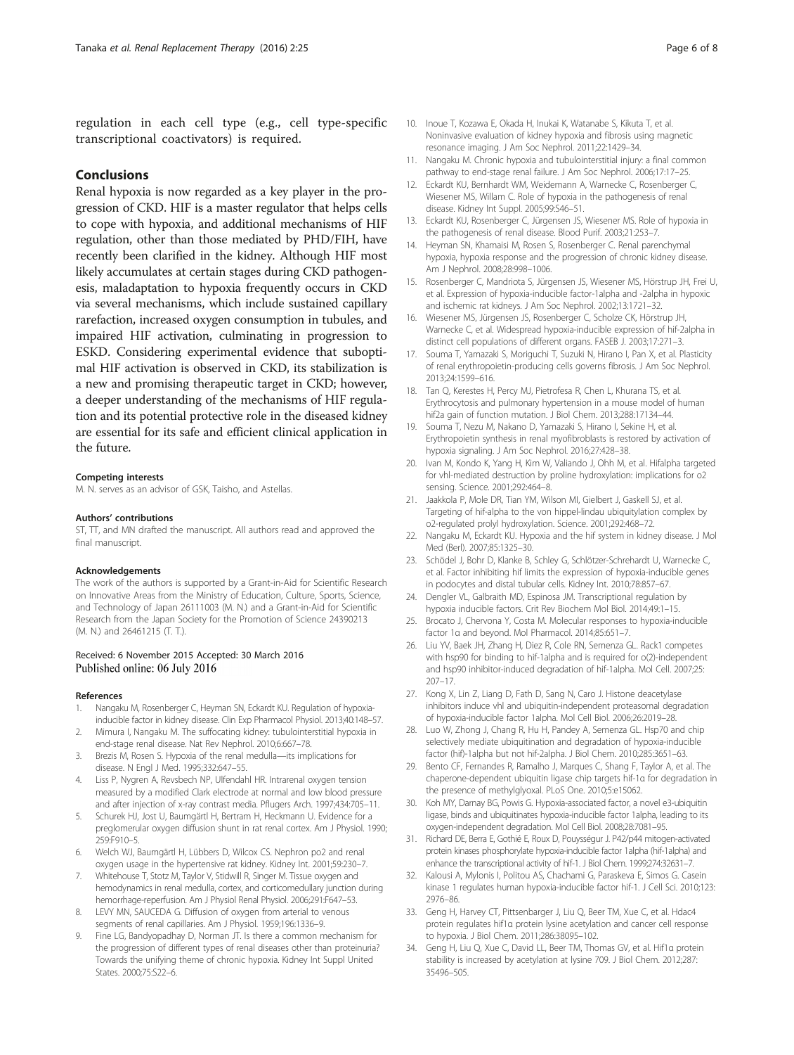regulation in each cell type (e.g., cell type-specific transcriptional coactivators) is required.

## Conclusions

Renal hypoxia is now regarded as a key player in the progression of CKD. HIF is a master regulator that helps cells to cope with hypoxia, and additional mechanisms of HIF regulation, other than those mediated by PHD/FIH, have recently been clarified in the kidney. Although HIF most likely accumulates at certain stages during CKD pathogenesis, maladaptation to hypoxia frequently occurs in CKD via several mechanisms, which include sustained capillary rarefaction, increased oxygen consumption in tubules, and impaired HIF activation, culminating in progression to ESKD. Considering experimental evidence that suboptimal HIF activation is observed in CKD, its stabilization is a new and promising therapeutic target in CKD; however, a deeper understanding of the mechanisms of HIF regulation and its potential protective role in the diseased kidney are essential for its safe and efficient clinical application in the future.

#### Competing interests

M. N. serves as an advisor of GSK, Taisho, and Astellas.

#### Authors' contributions

ST, TT, and MN drafted the manuscript. All authors read and approved the final manuscript.

#### Acknowledgements

The work of the authors is supported by a Grant-in-Aid for Scientific Research on Innovative Areas from the Ministry of Education, Culture, Sports, Science, and Technology of Japan 26111003 (M. N.) and a Grant-in-Aid for Scientific Research from the Japan Society for the Promotion of Science 24390213 (M. N.) and 26461215 (T. T.).

Received: 6 November 2015 Accepted: 30 March 2016
Published online: 06 July 2016

#### References

1. Nangaku M, Rosenberger C, Heyman SN, Eckardt KU. Regulation of hypoxia-inducible factor in kidney disease. Clin Exp Pharmacol Physiol. 2013;40:148–57.
2. Mimura I, Nangaku M. The suffocating kidney: tubulointerstitial hypoxia in end-stage renal disease. Nat Rev Nephrol. 2010;6:667–78.
3. Brezis M, Rosen S. Hypoxia of the renal medulla—its implications for disease. N Engl J Med. 1995;332:647–55.
4. Liss P, Nygren A, Revsbech NP, Ulfendahl HR. Intrarenal oxygen tension measured by a modified Clark electrode at normal and low blood pressure and after injection of x-ray contrast media. Pflugers Arch. 1997;434:705–11.
5. Schurek HJ, Jost U, Baumgärtl H, Bertram H, Heckmann U. Evidence for a preglomerular oxygen diffusion shunt in rat renal cortex. Am J Physiol. 1990; 259:F910–5.
6. Welch WJ, Baumgärtl H, Lübbers D, Wilcox CS. Nephron po2 and renal oxygen usage in the hypertensive rat kidney. Kidney Int. 2001;59:230–7.
7. Whitehouse T, Stotz M, Taylor V, Stidwill R, Singer M. Tissue oxygen and hemodynamics in renal medulla, cortex, and corticomedullary junction during hemorrhage-reperfusion. Am J Physiol Renal Physiol. 2006;291:F647–53.
8. LEVY MN, SAUCEDA G. Diffusion of oxygen from arterial to venous segments of renal capillaries. Am J Physiol. 1959;196:1336–9.
9. Fine LG, Bandyopadhay D, Norman JT. Is there a common mechanism for the progression of different types of renal diseases other than proteinuria? Towards the unifying theme of chronic hypoxia. Kidney Int Suppl United States. 2000;75:S22–6.
10. Inoue T, Kozawa E, Okada H, Inukai K, Watanabe S, Kikuta T, et al. Noninvasive evaluation of kidney hypoxia and fibrosis using magnetic resonance imaging. J Am Soc Nephrol. 2011;22:1429–34.
11. Nangaku M. Chronic hypoxia and tubulointerstitial injury: a final common pathway to end-stage renal failure. J Am Soc Nephrol. 2006;17:17–25.
12. Eckardt KU, Bernhardt WM, Weidemann A, Warnecke C, Rosenberger C, Wiesener MS, Willam C. Role of hypoxia in the pathogenesis of renal disease. Kidney Int Suppl. 2005;99:S46–51.
13. Eckardt KU, Rosenberger C, Jürgensen JS, Wiesener MS. Role of hypoxia in the pathogenesis of renal disease. Blood Purif. 2003;21:253–7.
14. Heyman SN, Khamaisi M, Rosen S, Rosenberger C. Renal parenchymal hypoxia, hypoxia response and the progression of chronic kidney disease. Am J Nephrol. 2008;28:998–1006.
15. Rosenberger C, Mandriota S, Jürgensen JS, Wiesener MS, Hörstrup JH, Frei U, et al. Expression of hypoxia-inducible factor-1alpha and -2alpha in hypoxic and ischemic rat kidneys. J Am Soc Nephrol. 2002;13:1721–32.
16. Wiesener MS, Jürgensen JS, Rosenberger C, Scholze CK, Hörstrup JH, Warnecke C, et al. Widespread hypoxia-inducible expression of hif-2alpha in distinct cell populations of different organs. FASEB J. 2003;17:271–3.
17. Souma T, Yamazaki S, Moriguchi T, Suzuki N, Hirano I, Pan X, et al. Plasticity of renal erythropoietin-producing cells governs fibrosis. J Am Soc Nephrol. 2013;24:1599–616.
18. Tan Q, Kerestes H, Percy MJ, Pietrofesa R, Chen L, Khurana TS, et al. Erythrocytosis and pulmonary hypertension in a mouse model of human hif2a gain of function mutation. J Biol Chem. 2013;288:17134–44.
19. Souma T, Nezu M, Nakano D, Yamazaki S, Hirano I, Sekine H, et al. Erythropoietin synthesis in renal myofibroblasts is restored by activation of hypoxia signaling. J Am Soc Nephrol. 2016;27:428–38.
20. Ivan M, Kondo K, Yang H, Kim W, Valiando J, Ohh M, et al. Hifalpha targeted for vhl-mediated destruction by proline hydroxylation: implications for o2 sensing. Science. 2001;292:464–8.
21. Jaakkola P, Mole DR, Tian YM, Wilson MI, Gielbert J, Gaskell SJ, et al. Targeting of hif-alpha to the von hippel-lindau ubiquitylation complex by o2-regulated prolyl hydroxylation. Science. 2001;292:468–72.
22. Nangaku M, Eckardt KU. Hypoxia and the hif system in kidney disease. J Mol Med (Berl). 2007;85:1325–30.
23. Schödel J, Bohr D, Klanke B, Schley G, Schlötzer-Schrehardt U, Warnecke C, et al. Factor inhibiting hif limits the expression of hypoxia-inducible genes in podocytes and distal tubular cells. Kidney Int. 2010;78:857–67.
24. Dengler VL, Galbraith MD, Espinosa JM. Transcriptional regulation by hypoxia inducible factors. Crit Rev Biochem Mol Biol. 2014;49:1–15.
25. Brocato J, Chervona Y, Costa M. Molecular responses to hypoxia-inducible factor 1α and beyond. Mol Pharmacol. 2014;85:651–7.
26. Liu YV, Baek JH, Zhang H, Diez R, Cole RN, Semenza GL. Rack1 competes with hsp90 for binding to hif-1alpha and is required for o(2)-independent and hsp90 inhibitor-induced degradation of hif-1alpha. Mol Cell. 2007;25: 207–17.
27. Kong X, Lin Z, Liang D, Fath D, Sang N, Caro J. Histone deacetylase inhibitors induce vhl and ubiquitin-independent proteasomal degradation of hypoxia-inducible factor 1alpha. Mol Cell Biol. 2006;26:2019–28.
28. Luo W, Zhong J, Chang R, Hu H, Pandey A, Semenza GL. Hsp70 and chip selectively mediate ubiquitination and degradation of hypoxia-inducible factor (hif)-1alpha but not hif-2alpha. J Biol Chem. 2010;285:3651–63.
29. Bento CF, Fernandes R, Ramalho J, Marques C, Shang F, Taylor A, et al. The chaperone-dependent ubiquitin ligase chip targets hif-1α for degradation in the presence of methylglyoxal. PLoS One. 2010;5:e15062.
30. Koh MY, Darnay BG, Powis G. Hypoxia-associated factor, a novel e3-ubiquitin ligase, binds and ubiquitinates hypoxia-inducible factor 1alpha, leading to its oxygen-independent degradation. Mol Cell Biol. 2008;28:7081–95.
31. Richard DE, Berra E, Gothié E, Roux D, Pouysségur J. P42/p44 mitogen-activated protein kinases phosphorylate hypoxia-inducible factor 1alpha (hif-1alpha) and enhance the transcriptional activity of hif-1. J Biol Chem. 1999;274:32631–7.
32. Kalousi A, Mylonis I, Politou AS, Chachami G, Paraskeva E, Simos G. Casein kinase 1 regulates human hypoxia-inducible factor hif-1. J Cell Sci. 2010;123: 2976–86.
33. Geng H, Harvey CT, Pittsenbarger J, Liu Q, Beer TM, Xue C, et al. Hdac4 protein regulates hif1α protein lysine acetylation and cancer cell response to hypoxia. J Biol Chem. 2011;286:38095–102.
34. Geng H, Liu Q, Xue C, David LL, Beer TM, Thomas GV, et al. Hif1α protein stability is increased by acetylation at lysine 709. J Biol Chem. 2012;287: 35496–505.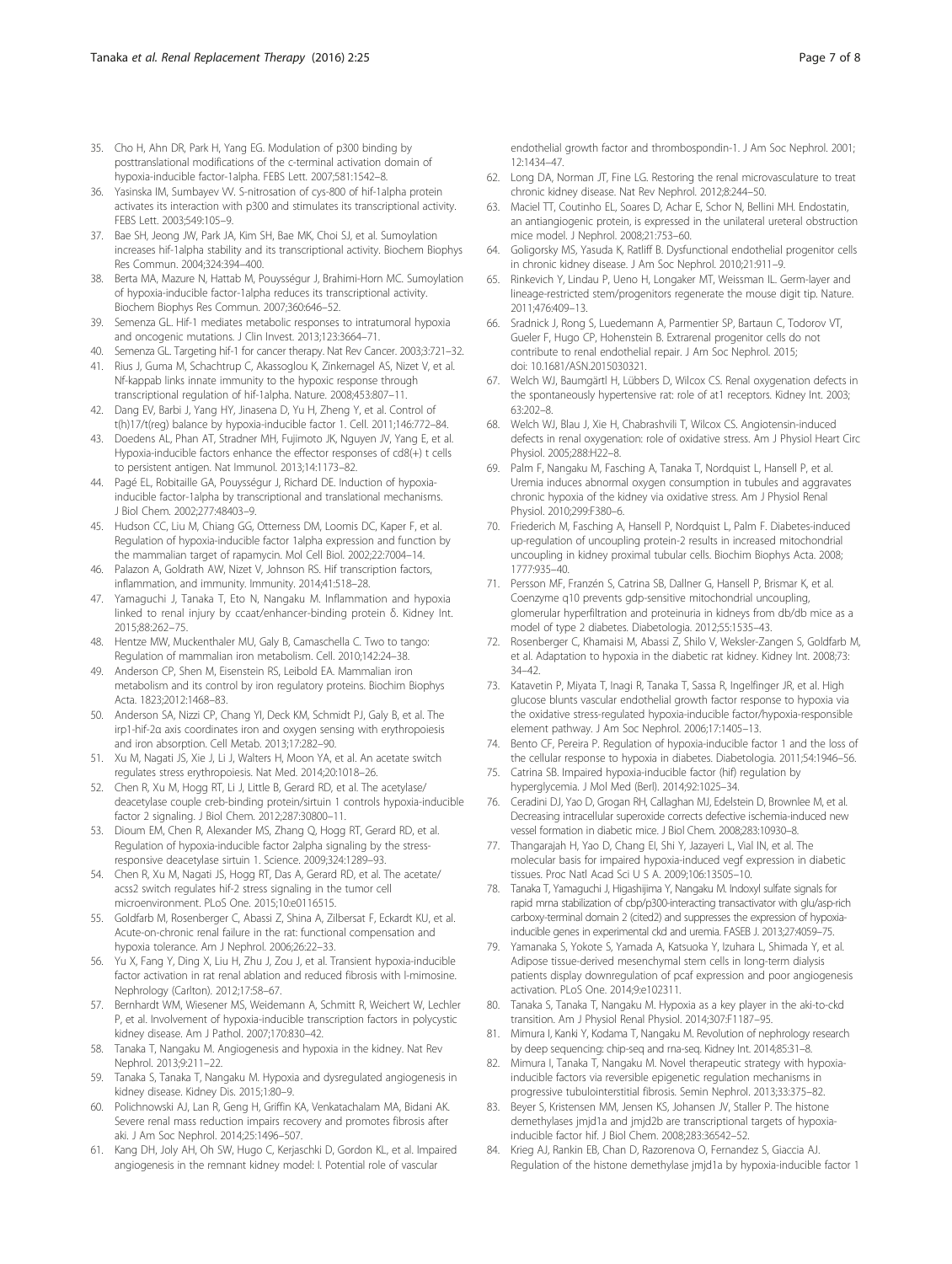35. Cho H, Ahn DR, Park H, Yang EG. Modulation of p300 binding by posttranslational modifications of the c-terminal activation domain of hypoxia-inducible factor-1alpha. FEBS Lett. 2007;581:1542–8.
36. Yasinska IM, Sumbayev VV. S-nitrosation of cys-800 of hif-1alpha protein activates its interaction with p300 and stimulates its transcriptional activity. FEBS Lett. 2003;549:105–9.
37. Bae SH, Jeong JW, Park JA, Kim SH, Bae MK, Choi SJ, et al. Sumoylation increases hif-1alpha stability and its transcriptional activity. Biochem Biophys Res Commun. 2004;324:394–400.
38. Berta MA, Mazure N, Hattab M, Pouysségur J, Brahimi-Horn MC. Sumoylation of hypoxia-inducible factor-1alpha reduces its transcriptional activity. Biochem Biophys Res Commun. 2007;360:646–52.
39. Semenza GL. Hif-1 mediates metabolic responses to intratumoral hypoxia and oncogenic mutations. J Clin Invest. 2013;123:3664–71.
40. Semenza GL. Targeting hif-1 for cancer therapy. Nat Rev Cancer. 2003;3:721–32.
41. Rius J, Guma M, Schachtrup C, Akassoglou K, Zinkernagel AS, Nizet V, et al. Nf-kappab links innate immunity to the hypoxic response through transcriptional regulation of hif-1alpha. Nature. 2008;453:807–11.
42. Dang EV, Barbi J, Yang HY, Jinasena D, Yu H, Zheng Y, et al. Control of t(h)17/t(reg) balance by hypoxia-inducible factor 1. Cell. 2011;146:772–84.
43. Doedens AL, Phan AT, Stradner MH, Fujimoto JK, Nguyen JV, Yang E, et al. Hypoxia-inducible factors enhance the effector responses of cd8(+) t cells to persistent antigen. Nat Immunol. 2013;14:1173–82.
44. Pagé EL, Robitaille GA, Pouysségur J, Richard DE. Induction of hypoxia-inducible factor-1alpha by transcriptional and translational mechanisms. J Biol Chem. 2002;277:48403–9.
45. Hudson CC, Liu M, Chiang GG, Otterness DM, Loomis DC, Kaper F, et al. Regulation of hypoxia-inducible factor 1alpha expression and function by the mammalian target of rapamycin. Mol Cell Biol. 2002;22:7004–14.
46. Palazon A, Goldrath AW, Nizet V, Johnson RS. Hif transcription factors, inflammation, and immunity. Immunity. 2014;41:518–28.
47. Yamaguchi J, Tanaka T, Eto N, Nangaku M. Inflammation and hypoxia linked to renal injury by ccaat/enhancer-binding protein δ. Kidney Int. 2015;88:262–75.
48. Hentze MW, Muckenthaler MU, Galy B, Camaschella C. Two to tango: Regulation of mammalian iron metabolism. Cell. 2010;142:24–38.
49. Anderson CP, Shen M, Eisenstein RS, Leibold EA. Mammalian iron metabolism and its control by iron regulatory proteins. Biochim Biophys Acta. 1823;2012:1468–83.
50. Anderson SA, Nizzi CP, Chang YI, Deck KM, Schmidt PJ, Galy B, et al. The irp1-hif-2α axis coordinates iron and oxygen sensing with erythropoiesis and iron absorption. Cell Metab. 2013;17:282–90.
51. Xu M, Nagati JS, Xie J, Li J, Walters H, Moon YA, et al. An acetate switch regulates stress erythropoiesis. Nat Med. 2014;20:1018–26.
52. Chen R, Xu M, Hogg RT, Li J, Little B, Gerard RD, et al. The acetylase/deacetylase couple creb-binding protein/sirtuin 1 controls hypoxia-inducible factor 2 signaling. J Biol Chem. 2012;287:30800–11.
53. Dioum EM, Chen R, Alexander MS, Zhang Q, Hogg RT, Gerard RD, et al. Regulation of hypoxia-inducible factor 2alpha signaling by the stress-responsive deacetylase sirtuin 1. Science. 2009;324:1289–93.
54. Chen R, Xu M, Nagati JS, Hogg RT, Das A, Gerard RD, et al. The acetate/acss2 switch regulates hif-2 stress signaling in the tumor cell microenvironment. PLoS One. 2015;10:e0116515.
55. Goldfarb M, Rosenberger C, Abassi Z, Shina A, Zilbersat F, Eckardt KU, et al. Acute-on-chronic renal failure in the rat: functional compensation and hypoxia tolerance. Am J Nephrol. 2006;26:22–33.
56. Yu X, Fang Y, Ding X, Liu H, Zhu J, Zou J, et al. Transient hypoxia-inducible factor activation in rat renal ablation and reduced fibrosis with l-mimosine. Nephrology (Carlton). 2012;17:58–67.
57. Bernhardt WM, Wiesener MS, Weidemann A, Schmitt R, Weichert W, Lechler P, et al. Involvement of hypoxia-inducible transcription factors in polycystic kidney disease. Am J Pathol. 2007;170:830–42.
58. Tanaka T, Nangaku M. Angiogenesis and hypoxia in the kidney. Nat Rev Nephrol. 2013;9:211–22.
59. Tanaka S, Tanaka T, Nangaku M. Hypoxia and dysregulated angiogenesis in kidney disease. Kidney Dis. 2015;1:80–9.
60. Polichnowski AJ, Lan R, Geng H, Griffin KA, Venkatachalam MA, Bidani AK. Severe renal mass reduction impairs recovery and promotes fibrosis after aki. J Am Soc Nephrol. 2014;25:1496–507.
61. Kang DH, Joly AH, Oh SW, Hugo C, Kerjaschki D, Gordon KL, et al. Impaired angiogenesis in the remnant kidney model: I. Potential role of vascular endothelial growth factor and thrombospondin-1. J Am Soc Nephrol. 2001; 12:1434–47.
62. Long DA, Norman JT, Fine LG. Restoring the renal microvasculature to treat chronic kidney disease. Nat Rev Nephrol. 2012;8:244–50.
63. Maciel TT, Coutinho EL, Soares D, Achar E, Schor N, Bellini MH. Endostatin, an antiangiogenic protein, is expressed in the unilateral ureteral obstruction mice model. J Nephrol. 2008;21:753–60.
64. Goligorsky MS, Yasuda K, Ratliff B. Dysfunctional endothelial progenitor cells in chronic kidney disease. J Am Soc Nephrol. 2010;21:911–9.
65. Rinkevich Y, Lindau P, Ueno H, Longaker MT, Weissman IL. Germ-layer and lineage-restricted stem/progenitors regenerate the mouse digit tip. Nature. 2011;476:409–13.
66. Sradnick J, Rong S, Luedemann A, Parmentier SP, Bartaun C, Todorov VT, Gueler F, Hugo CP, Hohenstein B. Extrarenal progenitor cells do not contribute to renal endothelial repair. J Am Soc Nephrol. 2015; doi: 10.1681/ASN.2015030321.
67. Welch WJ, Baumgärtl H, Lübbers D, Wilcox CS. Renal oxygenation defects in the spontaneously hypertensive rat: role of at1 receptors. Kidney Int. 2003; 63:202–8.
68. Welch WJ, Blau J, Xie H, Chabrashvili T, Wilcox CS. Angiotensin-induced defects in renal oxygenation: role of oxidative stress. Am J Physiol Heart Circ Physiol. 2005;288:H22–8.
69. Palm F, Nangaku M, Fasching A, Tanaka T, Nordquist L, Hansell P, et al. Uremia induces abnormal oxygen consumption in tubules and aggravates chronic hypoxia of the kidney via oxidative stress. Am J Physiol Renal Physiol. 2010;299:F380–6.
70. Friederich M, Fasching A, Hansell P, Nordquist L, Palm F. Diabetes-induced up-regulation of uncoupling protein-2 results in increased mitochondrial uncoupling in kidney proximal tubular cells. Biochim Biophys Acta. 2008; 1777:935–40.
71. Persson MF, Franzén S, Catrina SB, Dallner G, Hansell P, Brismar K, et al. Coenzyme q10 prevents gdp-sensitive mitochondrial uncoupling, glomerular hyperfiltration and proteinuria in kidneys from db/db mice as a model of type 2 diabetes. Diabetologia. 2012;55:1535–43.
72. Rosenberger C, Khamaisi M, Abassi Z, Shilo V, Weksler-Zangen S, Goldfarb M, et al. Adaptation to hypoxia in the diabetic rat kidney. Kidney Int. 2008;73: 34–42.
73. Katavetin P, Miyata T, Inagi R, Tanaka T, Sassa R, Ingelfinger JR, et al. High glucose blunts vascular endothelial growth factor response to hypoxia via the oxidative stress-regulated hypoxia-inducible factor/hypoxia-responsible element pathway. J Am Soc Nephrol. 2006;17:1405–13.
74. Bento CF, Pereira P. Regulation of hypoxia-inducible factor 1 and the loss of the cellular response to hypoxia in diabetes. Diabetologia. 2011;54:1946–56.
75. Catrina SB. Impaired hypoxia-inducible factor (hif) regulation by hyperglycemia. J Mol Med (Berl). 2014;92:1025–34.
76. Ceradini DJ, Yao D, Grogan RH, Callaghan MJ, Edelstein D, Brownlee M, et al. Decreasing intracellular superoxide corrects defective ischemia-induced new vessel formation in diabetic mice. J Biol Chem. 2008;283:10930–8.
77. Thangarajah H, Yao D, Chang EI, Shi Y, Jazayeri L, Vial IN, et al. The molecular basis for impaired hypoxia-induced vegf expression in diabetic tissues. Proc Natl Acad Sci U S A. 2009;106:13505–10.
78. Tanaka T, Yamaguchi J, Higashijima Y, Nangaku M. Indoxyl sulfate signals for rapid mrna stabilization of cbp/p300-interacting transactivator with glu/asp-rich carboxy-terminal domain 2 (cited2) and suppresses the expression of hypoxia-inducible genes in experimental ckd and uremia. FASEB J. 2013;27:4059–75.
79. Yamanaka S, Yokote S, Yamada A, Katsuoka Y, Izuhara L, Shimada Y, et al. Adipose tissue-derived mesenchymal stem cells in long-term dialysis patients display downregulation of pcaf expression and poor angiogenesis activation. PLoS One. 2014;9:e102311.
80. Tanaka S, Tanaka T, Nangaku M. Hypoxia as a key player in the aki-to-ckd transition. Am J Physiol Renal Physiol. 2014;307:F1187–95.
81. Mimura I, Kanki Y, Kodama T, Nangaku M. Revolution of nephrology research by deep sequencing: chip-seq and rna-seq. Kidney Int. 2014;85:31–8.
82. Mimura I, Tanaka T, Nangaku M. Novel therapeutic strategy with hypoxia-inducible factors via reversible epigenetic regulation mechanisms in progressive tubulointerstitial fibrosis. Semin Nephrol. 2013;33:375–82.
83. Beyer S, Kristensen MM, Jensen KS, Johansen JV, Staller P. The histone demethylases jmjd1a and jmjd2b are transcriptional targets of hypoxia-inducible factor hif. J Biol Chem. 2008;283:36542–52.
84. Krieg AJ, Rankin EB, Chan D, Razorenova O, Fernandez S, Giaccia AJ. Regulation of the histone demethylase jmjd1a by hypoxia-inducible factor 1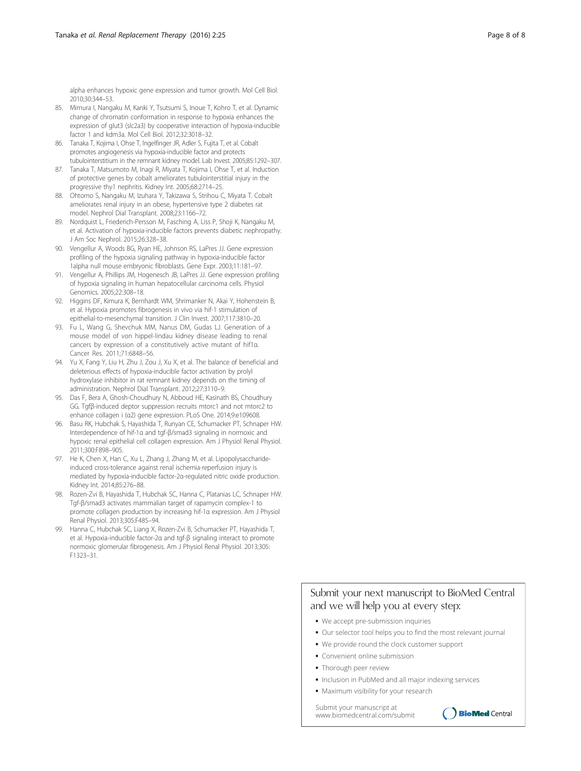alpha enhances hypoxic gene expression and tumor growth. Mol Cell Biol. 2010;30:344–53.

85. Mimura I, Nangaku M, Kanki Y, Tsutsumi S, Inoue T, Kohro T, et al. Dynamic change of chromatin conformation in response to hypoxia enhances the expression of glut3 (slc2a3) by cooperative interaction of hypoxia-inducible factor 1 and kdm3a. Mol Cell Biol. 2012;32:3018–32.
86. Tanaka T, Kojima I, Ohse T, Ingelfinger JR, Adler S, Fujita T, et al. Cobalt promotes angiogenesis via hypoxia-inducible factor and protects tubulointerstitium in the remnant kidney model. Lab Invest. 2005;85:1292–307.
87. Tanaka T, Matsumoto M, Inagi R, Miyata T, Kojima I, Ohse T, et al. Induction of protective genes by cobalt ameliorates tubulointerstitial injury in the progressive thy1 nephritis. Kidney Int. 2005;68:2714–25.
88. Ohtomo S, Nangaku M, Izuhara Y, Takizawa S, Strihou C, Miyata T. Cobalt ameliorates renal injury in an obese, hypertensive type 2 diabetes rat model. Nephrol Dial Transplant. 2008;23:1166–72.
89. Nordquist L, Friederich-Persson M, Fasching A, Liss P, Shoji K, Nangaku M, et al. Activation of hypoxia-inducible factors prevents diabetic nephropathy. J Am Soc Nephrol. 2015;26:328–38.
90. Vengellur A, Woods BG, Ryan HE, Johnson RS, LaPres JJ. Gene expression profiling of the hypoxia signaling pathway in hypoxia-inducible factor 1alpha null mouse embryonic fibroblasts. Gene Expr. 2003;11:181–97.
91. Vengellur A, Phillips JM, Hogenesch JB, LaPres JJ. Gene expression profiling of hypoxia signaling in human hepatocellular carcinoma cells. Physiol Genomics. 2005;22:308–18.
92. Higgins DF, Kimura K, Bernhardt WM, Shrimanker N, Akai Y, Hohenstein B, et al. Hypoxia promotes fibrogenesis in vivo via hif-1 stimulation of epithelial-to-mesenchymal transition. J Clin Invest. 2007;117:3810–20.
93. Fu L, Wang G, Shevchuk MM, Nanus DM, Gudas LJ. Generation of a mouse model of von hippel-lindau kidney disease leading to renal cancers by expression of a constitutively active mutant of hif1α. Cancer Res. 2011;71:6848–56.
94. Yu X, Fang Y, Liu H, Zhu J, Zou J, Xu X, et al. The balance of beneficial and deleterious effects of hypoxia-inducible factor activation by prolyl hydroxylase inhibitor in rat remnant kidney depends on the timing of administration. Nephrol Dial Transplant. 2012;27:3110–9.
95. Das F, Bera A, Ghosh-Choudhury N, Abboud HE, Kasinath BS, Choudhury GG. Tgfβ-induced deptor suppression recruits mtorc1 and not mtorc2 to enhance collagen i (α2) gene expression. PLoS One. 2014;9:e109608.
96. Basu RK, Hubchak S, Hayashida T, Runyan CE, Schumacker PT, Schnaper HW. Interdependence of hif-1α and tgf-β/smad3 signaling in normoxic and hypoxic renal epithelial cell collagen expression. Am J Physiol Renal Physiol. 2011;300:F898–905.
97. He K, Chen X, Han C, Xu L, Zhang J, Zhang M, et al. Lipopolysaccharide-induced cross-tolerance against renal ischemia-reperfusion injury is mediated by hypoxia-inducible factor-2α-regulated nitric oxide production. Kidney Int. 2014;85:276–88.
98. Rozen-Zvi B, Hayashida T, Hubchak SC, Hanna C, Platanias LC, Schnaper HW. Tgf-β/smad3 activates mammalian target of rapamycin complex-1 to promote collagen production by increasing hif-1α expression. Am J Physiol Renal Physiol. 2013;305:F485–94.
99. Hanna C, Hubchak SC, Liang X, Rozen-Zvi B, Schumacker PT, Hayashida T, et al. Hypoxia-inducible factor-2α and tgf-β signaling interact to promote normoxic glomerular fibrogenesis. Am J Physiol Renal Physiol. 2013;305: F1323–31.

Submit your next manuscript to BioMed Central and we will help you at every step:

- We accept pre-submission inquiries
- Our selector tool helps you to find the most relevant journal
- We provide round the clock customer support
- Convenient online submission
- Thorough peer review
- Inclusion in PubMed and all major indexing services
- Maximum visibility for your research

Submit your manuscript at www.biomedcentral.com/submit

BioMed Central